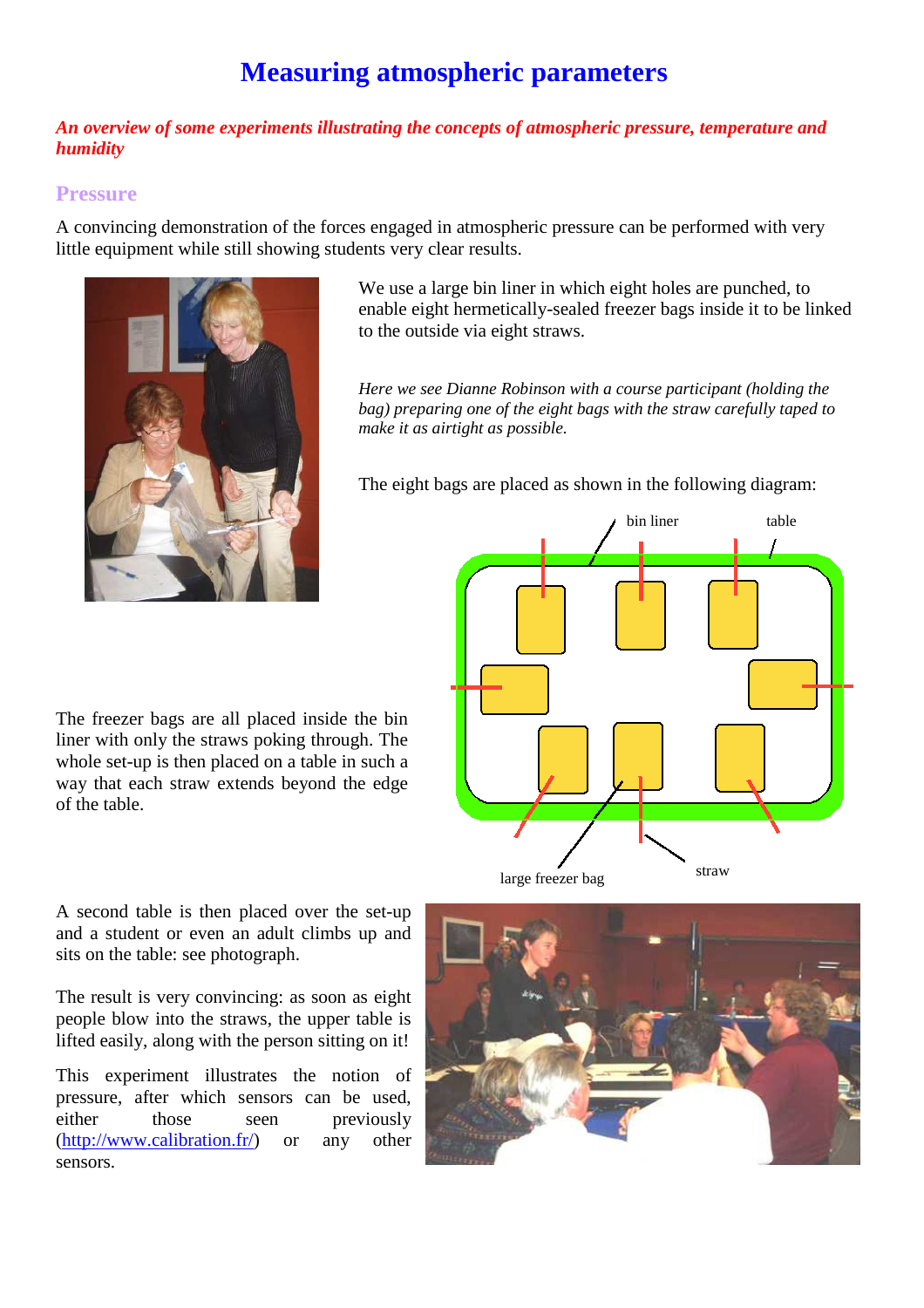# Measuring atmospheric parameters

***An overview of some experiments illustrating the concepts of atmospheric pressure, temperature and humidity***

## Pressure

A convincing demonstration of the forces engaged in atmospheric pressure can be performed with very little equipment while still showing students very clear results.

We use a large bin liner in which eight holes are punched, to enable eight hermetically-sealed freezer bags inside it to be linked to the outside via eight straws.

*Here we see Dianne Robinson with a course participant (holding the bag) preparing one of the eight bags with the straw carefully taped to make it as airtight as possible.*

The eight bags are placed as shown in the following diagram:

bin liner — table — large freezer bag — straw

The freezer bags are all placed inside the bin liner with only the straws poking through. The whole set-up is then placed on a table in such a way that each straw extends beyond the edge of the table.

A second table is then placed over the set-up and a student or even an adult climbs up and sits on the table: see photograph.

The result is very convincing: as soon as eight people blow into the straws, the upper table is lifted easily, along with the person sitting on it!

This experiment illustrates the notion of pressure, after which sensors can be used, either those seen previously (http://www.calibration.fr/) or any other sensors.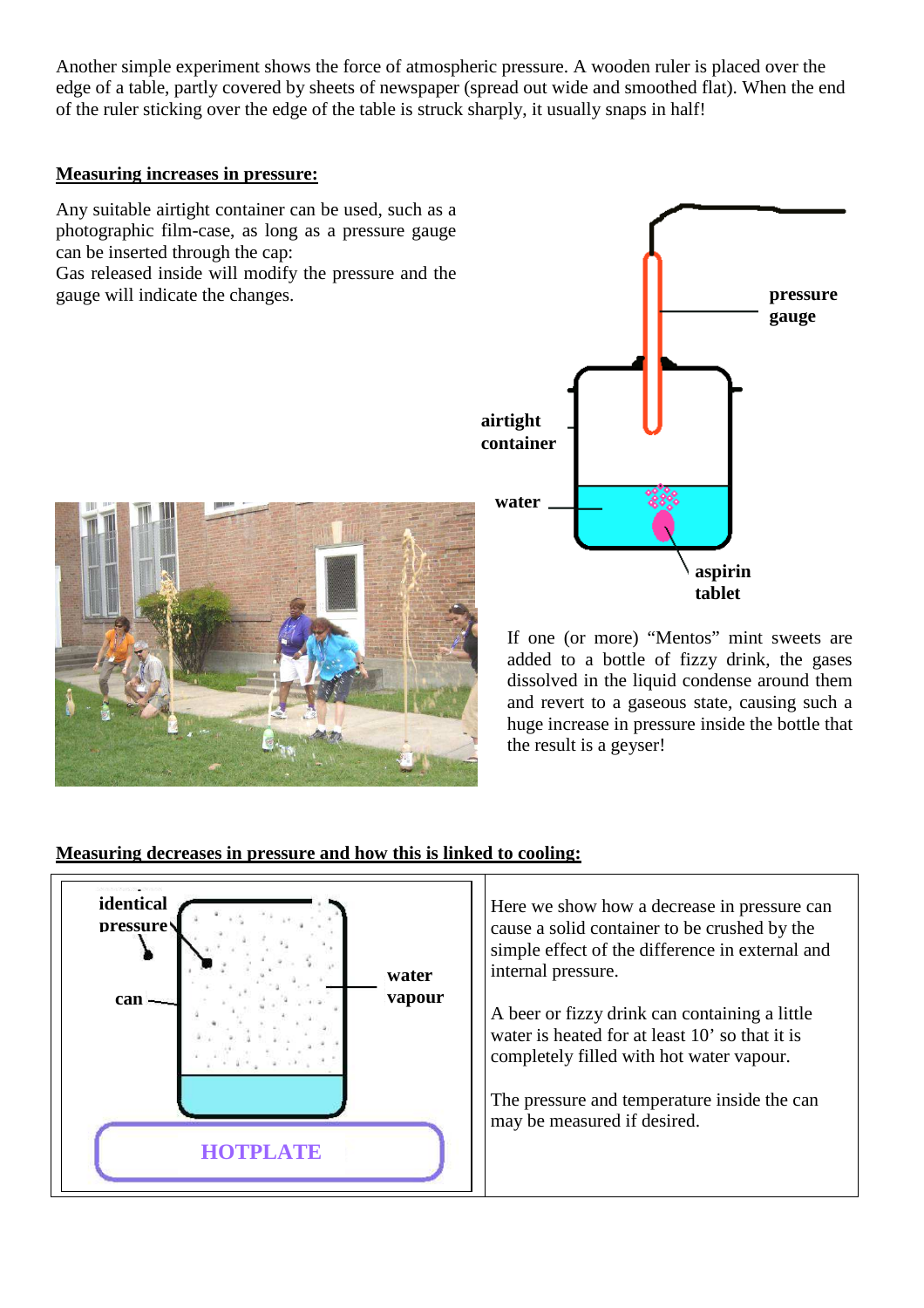Another simple experiment shows the force of atmospheric pressure. A wooden ruler is placed over the edge of a table, partly covered by sheets of newspaper (spread out wide and smoothed flat). When the end of the ruler sticking over the edge of the table is struck sharply, it usually snaps in half!

**Measuring increases in pressure:**

Any suitable airtight container can be used, such as a photographic film-case, as long as a pressure gauge can be inserted through the cap:
Gas released inside will modify the pressure and the gauge will indicate the changes.

**pressure gauge**

**airtight container**

**water**

**aspirin tablet**

If one (or more) "Mentos" mint sweets are added to a bottle of fizzy drink, the gases dissolved in the liquid condense around them and revert to a gaseous state, causing such a huge increase in pressure inside the bottle that the result is a geyser!

**Measuring decreases in pressure and how this is linked to cooling:**

**identical pressure**

**can**

**water vapour**

**HOTPLATE**

Here we show how a decrease in pressure can cause a solid container to be crushed by the simple effect of the difference in external and internal pressure.

A beer or fizzy drink can containing a little water is heated for at least 10' so that it is completely filled with hot water vapour.

The pressure and temperature inside the can may be measured if desired.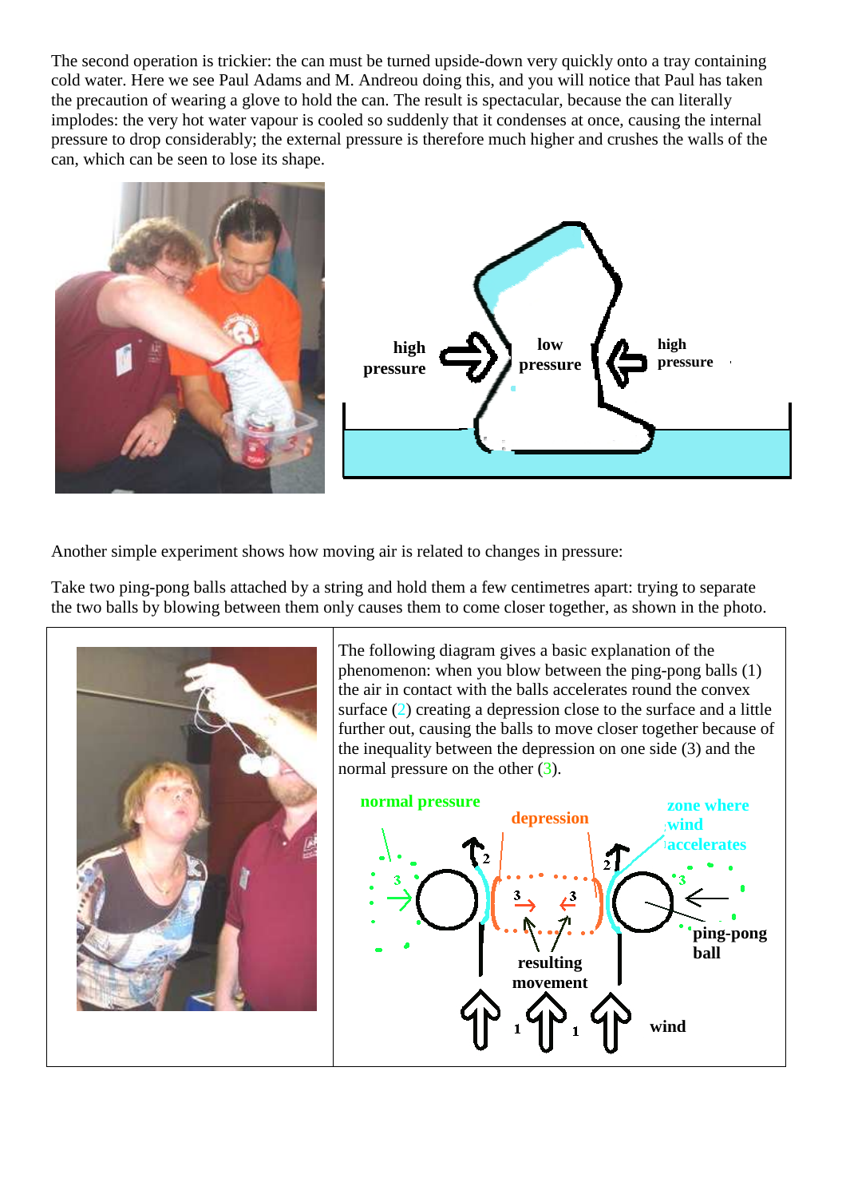The second operation is trickier: the can must be turned upside-down very quickly onto a tray containing cold water. Here we see Paul Adams and M. Andreou doing this, and you will notice that Paul has taken the precaution of wearing a glove to hold the can. The result is spectacular, because the can literally implodes: the very hot water vapour is cooled so suddenly that it condenses at once, causing the internal pressure to drop considerably; the external pressure is therefore much higher and crushes the walls of the can, which can be seen to lose its shape.

Another simple experiment shows how moving air is related to changes in pressure:

Take two ping-pong balls attached by a string and hold them a few centimetres apart: trying to separate the two balls by blowing between them only causes them to come closer together, as shown in the photo.

The following diagram gives a basic explanation of the phenomenon: when you blow between the ping-pong balls (1) the air in contact with the balls accelerates round the convex surface (2) creating a depression close to the surface and a little further out, causing the balls to move closer together because of the inequality between the depression on one side (3) and the normal pressure on the other (3).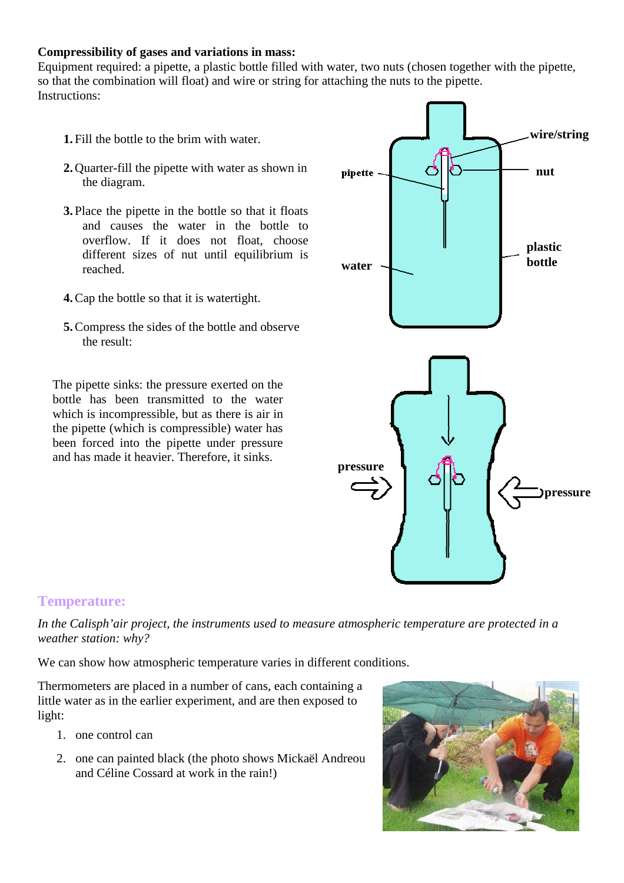**Compressibility of gases and variations in mass:**
Equipment required: a pipette, a plastic bottle filled with water, two nuts (chosen together with the pipette, so that the combination will float) and wire or string for attaching the nuts to the pipette.
Instructions:

1. Fill the bottle to the brim with water.
2. Quarter-fill the pipette with water as shown in the diagram.
3. Place the pipette in the bottle so that it floats and causes the water in the bottle to overflow. If it does not float, choose different sizes of nut until equilibrium is reached.
4. Cap the bottle so that it is watertight.
5. Compress the sides of the bottle and observe the result:

The pipette sinks: the pressure exerted on the bottle has been transmitted to the water which is incompressible, but as there is air in the pipette (which is compressible) water has been forced into the pipette under pressure and has made it heavier. Therefore, it sinks.

## Temperature:

*In the Calisph'air project, the instruments used to measure atmospheric temperature are protected in a weather station: why?*

We can show how atmospheric temperature varies in different conditions.

Thermometers are placed in a number of cans, each containing a little water as in the earlier experiment, and are then exposed to light:

1. one control can
2. one can painted black (the photo shows Mickaël Andreou and Céline Cossard at work in the rain!)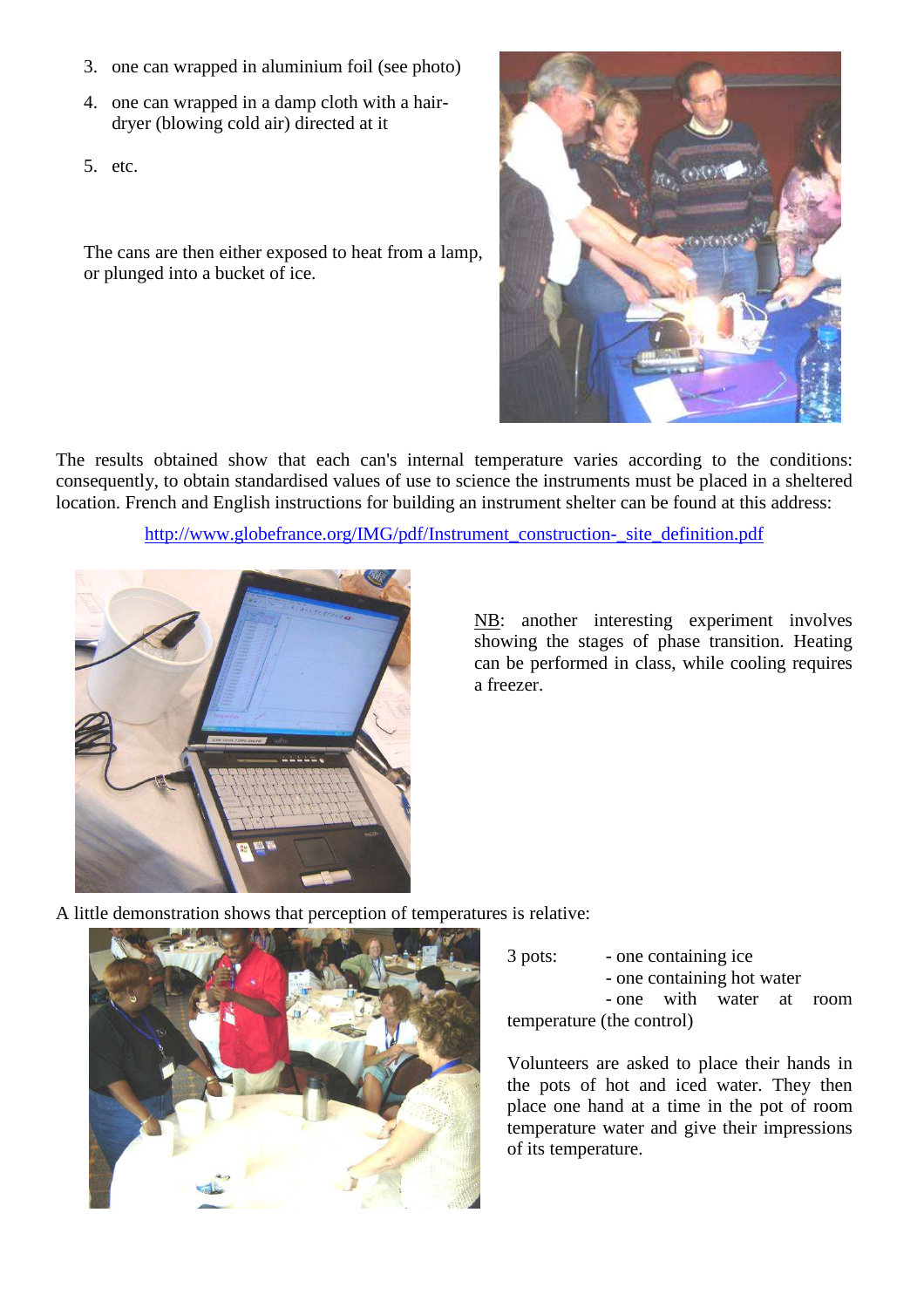3. one can wrapped in aluminium foil (see photo)
4. one can wrapped in a damp cloth with a hair-dryer (blowing cold air) directed at it
5. etc.

The cans are then either exposed to heat from a lamp, or plunged into a bucket of ice.

The results obtained show that each can's internal temperature varies according to the conditions: consequently, to obtain standardised values of use to science the instruments must be placed in a sheltered location. French and English instructions for building an instrument shelter can be found at this address:

http://www.globefrance.org/IMG/pdf/Instrument_construction-_site_definition.pdf

NB: another interesting experiment involves showing the stages of phase transition. Heating can be performed in class, while cooling requires a freezer.

A little demonstration shows that perception of temperatures is relative:

3 pots:
- one containing ice
- one containing hot water
- one with water at room temperature (the control)

Volunteers are asked to place their hands in the pots of hot and iced water. They then place one hand at a time in the pot of room temperature water and give their impressions of its temperature.